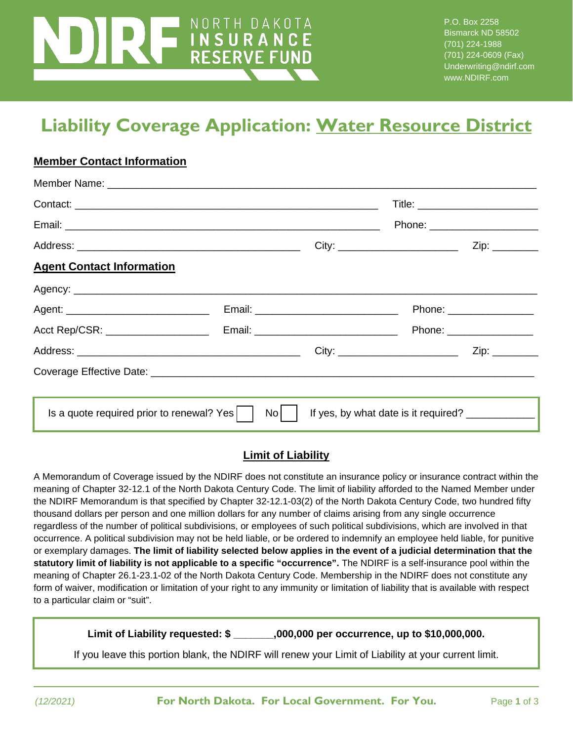NORTH DAKOTA INSURANCE RESERVE FUND

P.O. Box 2258
Bismarck ND 58502
(701) 224-1988
(701) 224-0609 (Fax)
Underwriting@ndirf.com
www.NDIRF.com

# Liability Coverage Application: Water Resource District

## Member Contact Information

Member Name: ___________________________________________________________________________

Contact: _______________________________________________________ Title: _____________________

Email: _________________________________________________________ Phone: ___________________

Address: _______________________________________ City: _____________________ Zip: ________

## Agent Contact Information

Agency: ___________________________________________________________________________________

Agent: _________________________ Email: _________________________ Phone: _______________

Acct Rep/CSR: __________________ Email: _________________________ Phone: _______________

Address: _______________________________________ City: _____________________ Zip: ________

Coverage Effective Date: ________________________________________________________________

Is a quote required prior to renewal? Yes ☐ No ☐ If yes, by what date is it required? ___________

## Limit of Liability

A Memorandum of Coverage issued by the NDIRF does not constitute an insurance policy or insurance contract within the meaning of Chapter 32-12.1 of the North Dakota Century Code. The limit of liability afforded to the Named Member under the NDIRF Memorandum is that specified by Chapter 32-12.1-03(2) of the North Dakota Century Code, two hundred fifty thousand dollars per person and one million dollars for any number of claims arising from any single occurrence regardless of the number of political subdivisions, or employees of such political subdivisions, which are involved in that occurrence. A political subdivision may not be held liable, or be ordered to indemnify an employee held liable, for punitive or exemplary damages. **The limit of liability selected below applies in the event of a judicial determination that the statutory limit of liability is not applicable to a specific "occurrence".** The NDIRF is a self-insurance pool within the meaning of Chapter 26.1-23.1-02 of the North Dakota Century Code. Membership in the NDIRF does not constitute any form of waiver, modification or limitation of your right to any immunity or limitation of liability that is available with respect to a particular claim or "suit".

**Limit of Liability requested: $ _______,000,000 per occurrence, up to $10,000,000.**

If you leave this portion blank, the NDIRF will renew your Limit of Liability at your current limit.

*(12/2021)* **For North Dakota. For Local Government. For You.**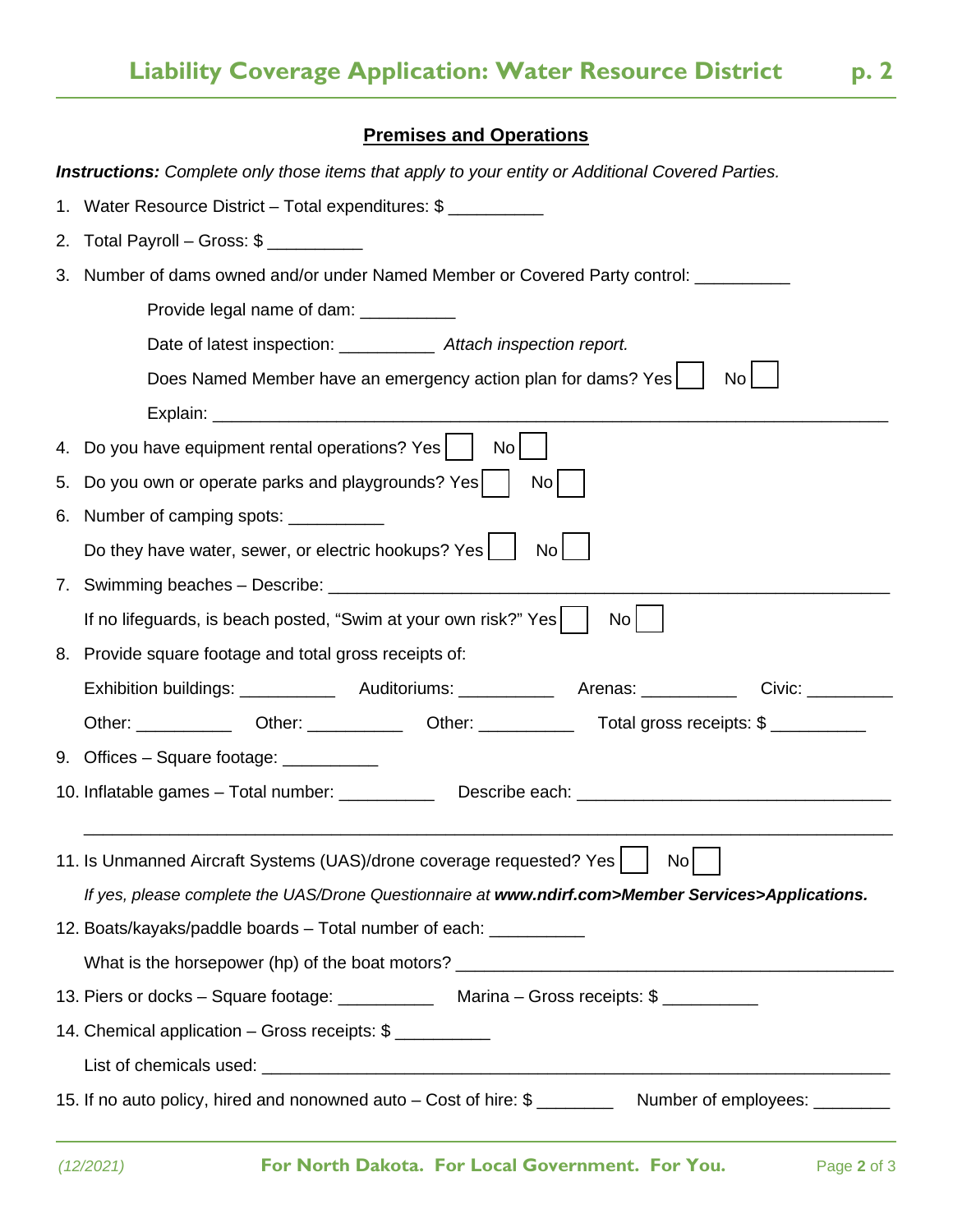## Premises and Operations

***Instructions:*** *Complete only those items that apply to your entity or Additional Covered Parties.*

1. Water Resource District – Total expenditures: $ __________
2. Total Payroll – Gross: $ __________
3. Number of dams owned and/or under Named Member or Covered Party control: __________

   Provide legal name of dam: __________

   Date of latest inspection: __________ *Attach inspection report.*

   Does Named Member have an emergency action plan for dams? Yes ☐ No ☐

   Explain: ______________________________________________________________________

4. Do you have equipment rental operations? Yes ☐ No ☐
5. Do you own or operate parks and playgrounds? Yes ☐ No ☐
6. Number of camping spots: __________

   Do they have water, sewer, or electric hookups? Yes ☐ No ☐

7. Swimming beaches – Describe: ________________________________________________

   If no lifeguards, is beach posted, "Swim at your own risk?" Yes ☐ No ☐

8. Provide square footage and total gross receipts of:

   Exhibition buildings: __________ Auditoriums: __________ Arenas: __________ Civic: _________

   Other: __________ Other: __________ Other: __________ Total gross receipts: $ __________

9. Offices – Square footage: __________
10. Inflatable games – Total number: __________ Describe each: ________________________________

    ______________________________________________________________________________

11. Is Unmanned Aircraft Systems (UAS)/drone coverage requested? Yes ☐ No ☐

    *If yes, please complete the UAS/Drone Questionnaire at **www.ndirf.com>Member Services>Applications.***

12. Boats/kayaks/paddle boards – Total number of each: __________

    What is the horsepower (hp) of the boat motors? ____________________________________________

13. Piers or docks – Square footage: __________ Marina – Gross receipts: $ __________
14. Chemical application – Gross receipts: $ __________

    List of chemicals used: ______________________________________________________________

15. If no auto policy, hired and nonowned auto – Cost of hire: $ ________ Number of employees: ________

*(12/2021)*

For North Dakota. For Local Government. For You.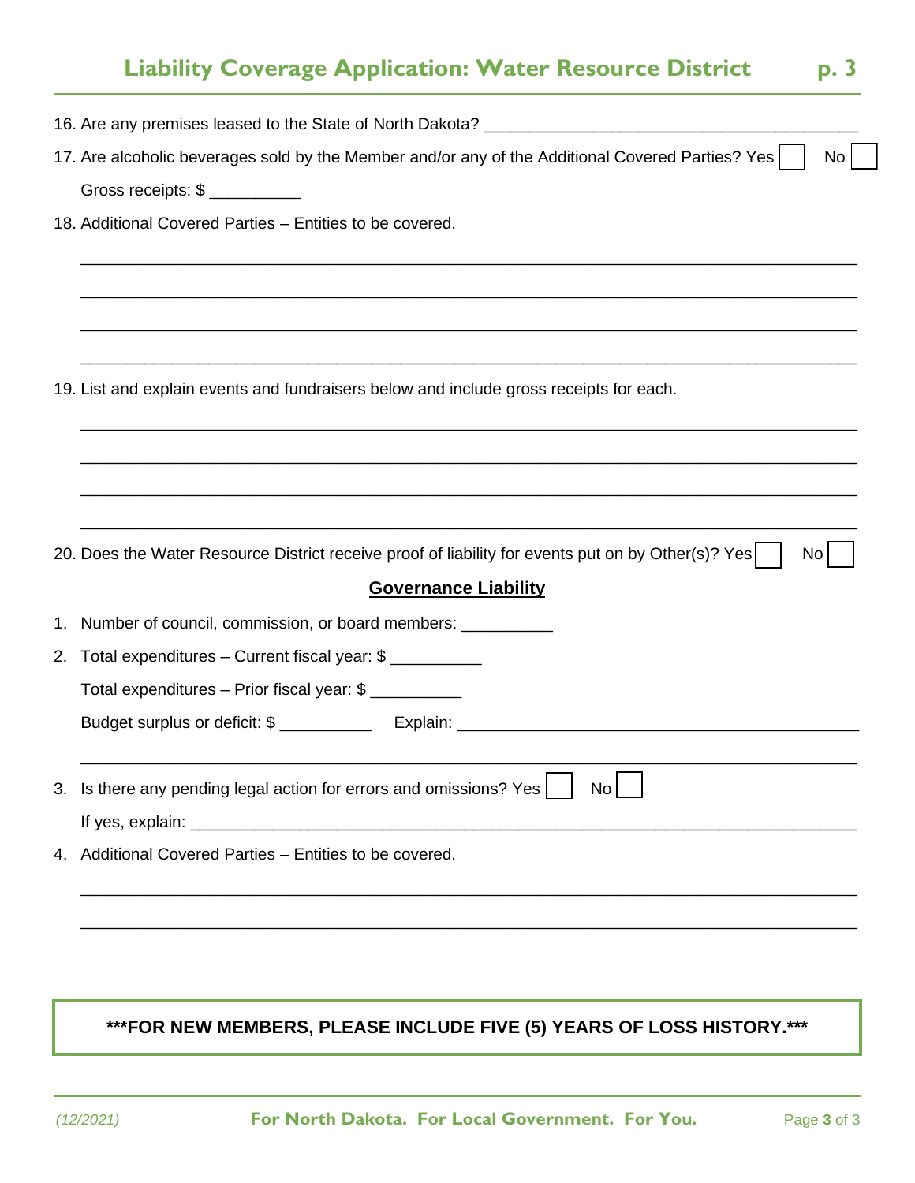16. Are any premises leased to the State of North Dakota? ________________________________________

17. Are alcoholic beverages sold by the Member and/or any of the Additional Covered Parties? Yes ☐ No ☐

    Gross receipts: $ __________

18. Additional Covered Parties – Entities to be covered.

    ______________________________________________________________________________

    ______________________________________________________________________________

    ______________________________________________________________________________

    ______________________________________________________________________________

19. List and explain events and fundraisers below and include gross receipts for each.

    ______________________________________________________________________________

    ______________________________________________________________________________

    ______________________________________________________________________________

    ______________________________________________________________________________

20. Does the Water Resource District receive proof of liability for events put on by Other(s)? Yes ☐ No ☐

## Governance Liability

1. Number of council, commission, or board members: __________
2. Total expenditures – Current fiscal year: $ __________

   Total expenditures – Prior fiscal year: $ __________

   Budget surplus or deficit: $ __________ Explain: ____________________________________________

   ______________________________________________________________________________
3. Is there any pending legal action for errors and omissions? Yes ☐ No ☐

   If yes, explain: __________________________________________________________________________
4. Additional Covered Parties – Entities to be covered.

   ______________________________________________________________________________

   ______________________________________________________________________________

**\*\*\*FOR NEW MEMBERS, PLEASE INCLUDE FIVE (5) YEARS OF LOSS HISTORY.\*\*\***

*(12/2021)* **For North Dakota. For Local Government. For You.**